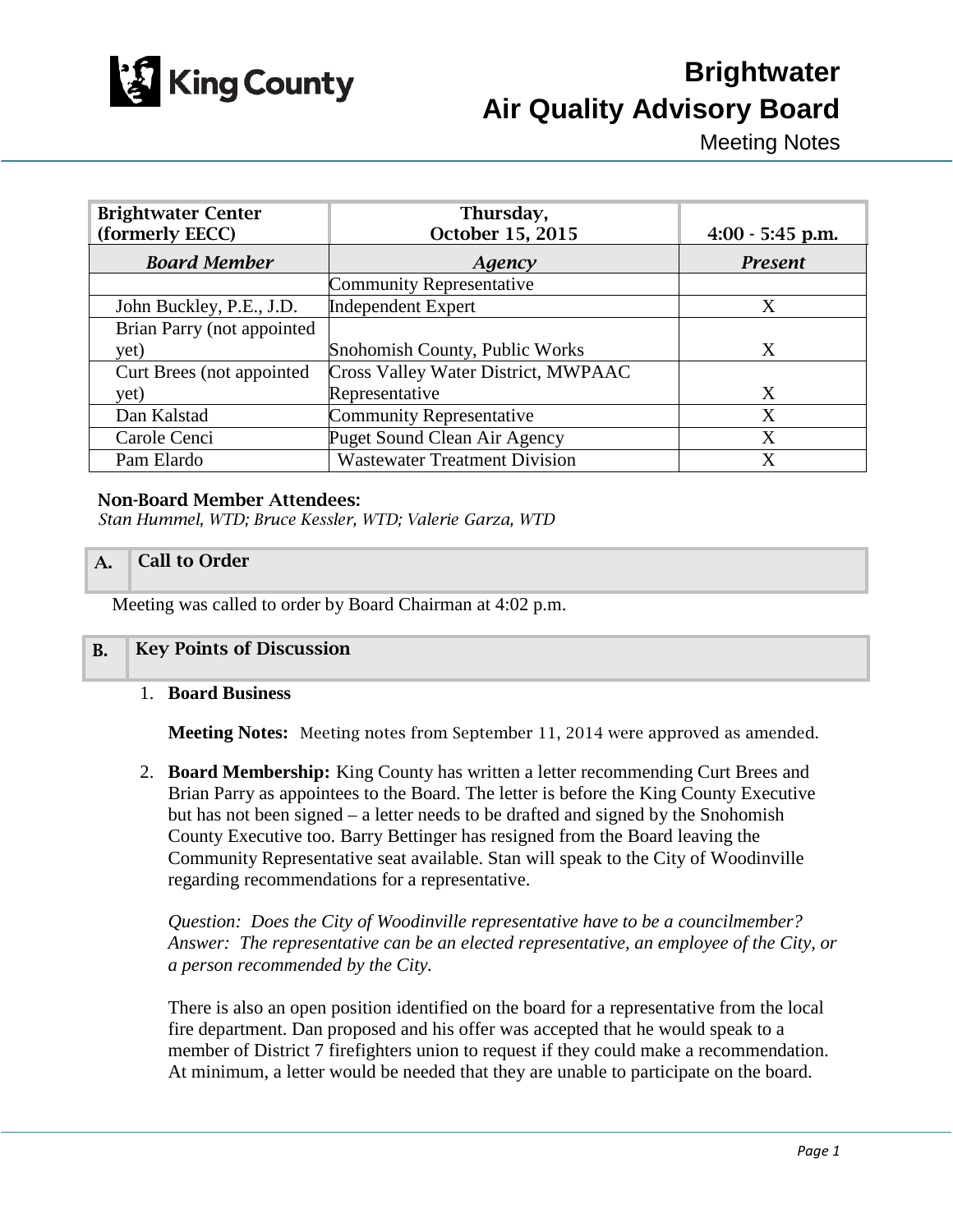# Brightwater
# Air Quality Advisory Board
Meeting Notes

| Brightwater Center (formerly EECC) | Thursday, October 15, 2015 | 4:00 - 5:45 p.m. |
|---|---|---|
| ***Board Member*** | ***Agency*** | ***Present*** |
| | Community Representative | |
| John Buckley, P.E., J.D. | Independent Expert | X |
| Brian Parry (not appointed yet) | Snohomish County, Public Works | X |
| Curt Brees (not appointed yet) | Cross Valley Water District, MWPAAC Representative | X |
| Dan Kalstad | Community Representative | X |
| Carole Cenci | Puget Sound Clean Air Agency | X |
| Pam Elardo | Wastewater Treatment Division | X |

**Non-Board Member Attendees:**
*Stan Hummel, WTD; Bruce Kessler, WTD; Valerie Garza, WTD*

## A. Call to Order

Meeting was called to order by Board Chairman at 4:02 p.m.

## B. Key Points of Discussion

1. **Board Business**

   **Meeting Notes:** Meeting notes from September 11, 2014 were approved as amended.

2. **Board Membership:** King County has written a letter recommending Curt Brees and Brian Parry as appointees to the Board. The letter is before the King County Executive but has not been signed – a letter needs to be drafted and signed by the Snohomish County Executive too. Barry Bettinger has resigned from the Board leaving the Community Representative seat available. Stan will speak to the City of Woodinville regarding recommendations for a representative.

   *Question: Does the City of Woodinville representative have to be a councilmember?*
   *Answer: The representative can be an elected representative, an employee of the City, or a person recommended by the City.*

   There is also an open position identified on the board for a representative from the local fire department. Dan proposed and his offer was accepted that he would speak to a member of District 7 firefighters union to request if they could make a recommendation. At minimum, a letter would be needed that they are unable to participate on the board.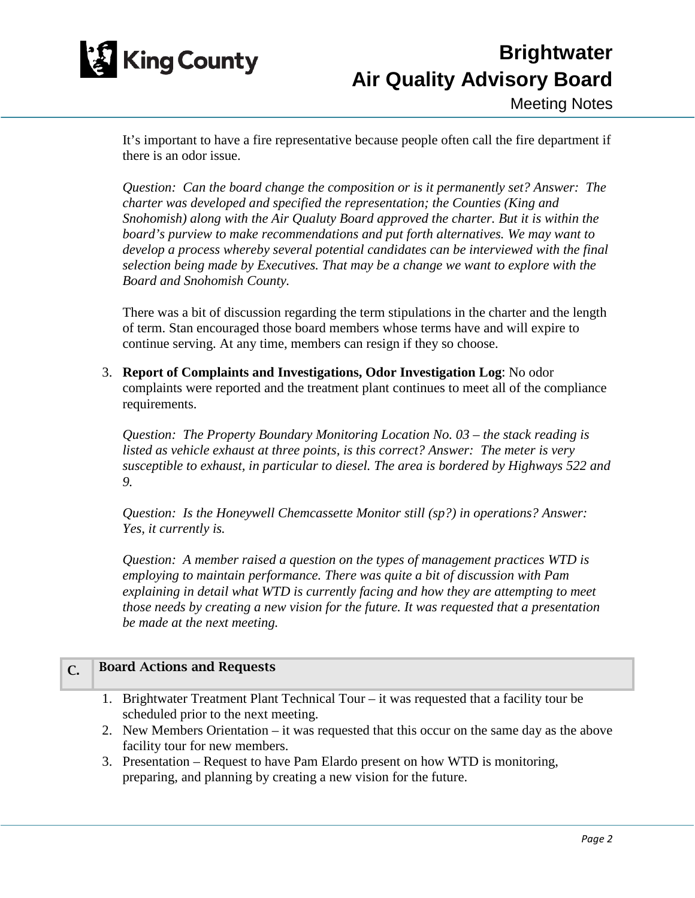It's important to have a fire representative because people often call the fire department if there is an odor issue.

*Question: Can the board change the composition or is it permanently set? Answer: The charter was developed and specified the representation; the Counties (King and Snohomish) along with the Air Qualuty Board approved the charter. But it is within the board's purview to make recommendations and put forth alternatives. We may want to develop a process whereby several potential candidates can be interviewed with the final selection being made by Executives. That may be a change we want to explore with the Board and Snohomish County.*

There was a bit of discussion regarding the term stipulations in the charter and the length of term. Stan encouraged those board members whose terms have and will expire to continue serving. At any time, members can resign if they so choose.

3. **Report of Complaints and Investigations, Odor Investigation Log**: No odor complaints were reported and the treatment plant continues to meet all of the compliance requirements.

   *Question: The Property Boundary Monitoring Location No. 03 – the stack reading is listed as vehicle exhaust at three points, is this correct? Answer: The meter is very susceptible to exhaust, in particular to diesel. The area is bordered by Highways 522 and 9.*

   *Question: Is the Honeywell Chemcassette Monitor still (sp?) in operations? Answer: Yes, it currently is.*

   *Question: A member raised a question on the types of management practices WTD is employing to maintain performance. There was quite a bit of discussion with Pam explaining in detail what WTD is currently facing and how they are attempting to meet those needs by creating a new vision for the future. It was requested that a presentation be made at the next meeting.*

## C. Board Actions and Requests

1. Brightwater Treatment Plant Technical Tour – it was requested that a facility tour be scheduled prior to the next meeting.
2. New Members Orientation – it was requested that this occur on the same day as the above facility tour for new members.
3. Presentation – Request to have Pam Elardo present on how WTD is monitoring, preparing, and planning by creating a new vision for the future.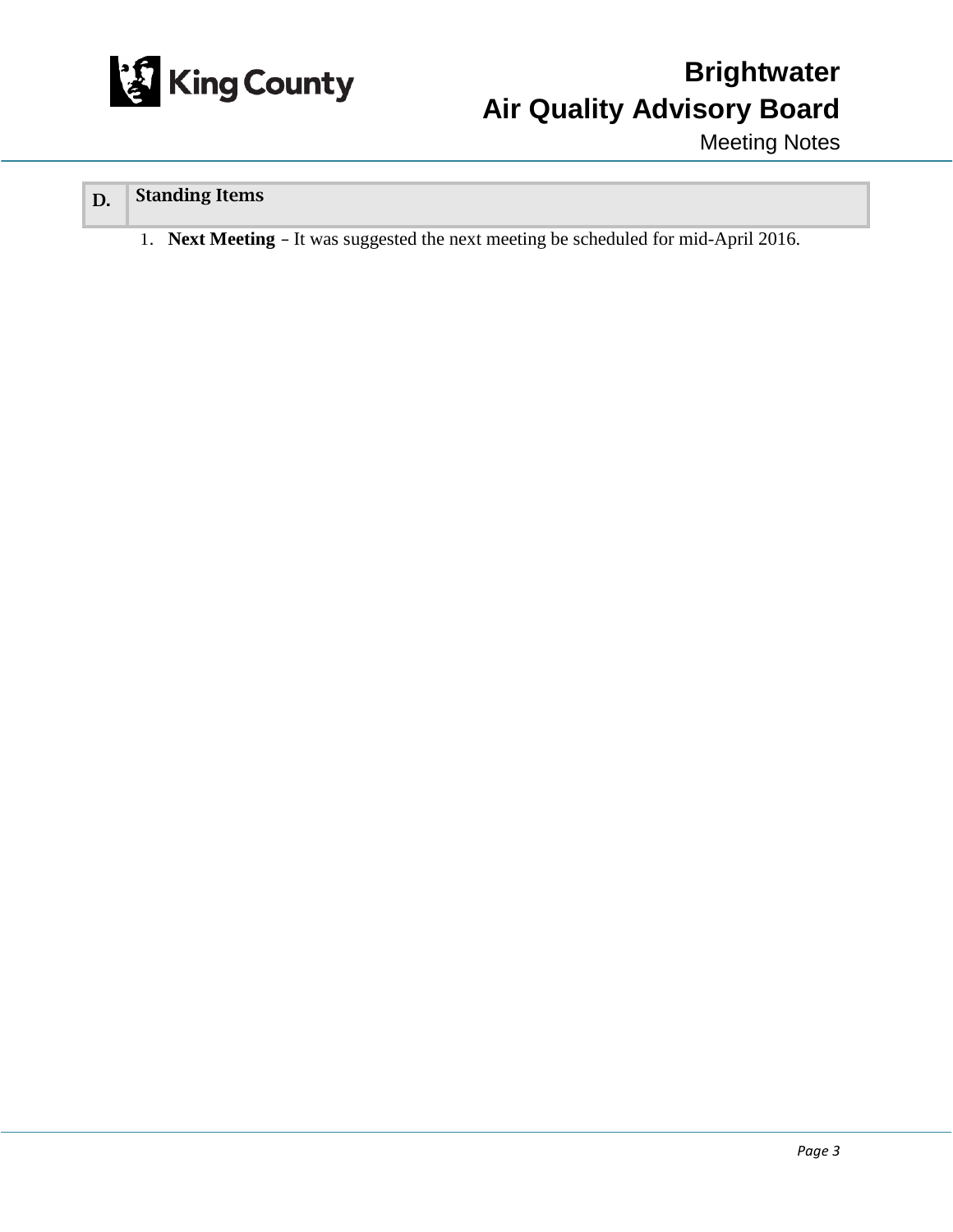## D. Standing Items

1. **Next Meeting** – It was suggested the next meeting be scheduled for mid-April 2016.